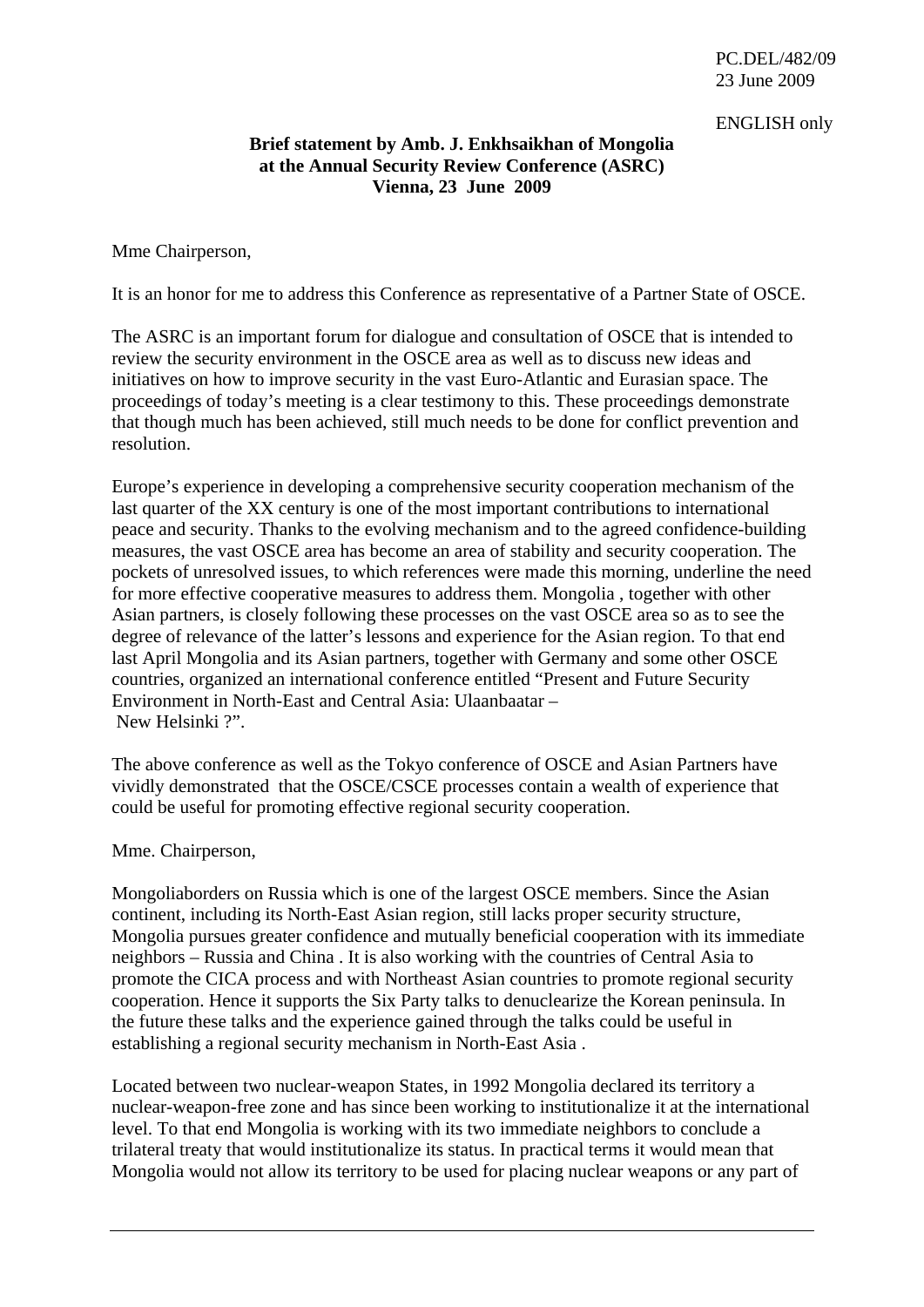PC.DEL/482/09
23 June 2009

ENGLISH only

**Brief statement by Amb. J. Enkhsaikhan of Mongolia at the Annual Security Review Conference (ASRC) Vienna, 23 June 2009**

Mme Chairperson,

It is an honor for me to address this Conference as representative of a Partner State of OSCE.

The ASRC is an important forum for dialogue and consultation of OSCE that is intended to review the security environment in the OSCE area as well as to discuss new ideas and initiatives on how to improve security in the vast Euro-Atlantic and Eurasian space. The proceedings of today's meeting is a clear testimony to this. These proceedings demonstrate that though much has been achieved, still much needs to be done for conflict prevention and resolution.

Europe's experience in developing a comprehensive security cooperation mechanism of the last quarter of the XX century is one of the most important contributions to international peace and security. Thanks to the evolving mechanism and to the agreed confidence-building measures, the vast OSCE area has become an area of stability and security cooperation. The pockets of unresolved issues, to which references were made this morning, underline the need for more effective cooperative measures to address them. Mongolia , together with other Asian partners, is closely following these processes on the vast OSCE area so as to see the degree of relevance of the latter's lessons and experience for the Asian region. To that end last April Mongolia and its Asian partners, together with Germany and some other OSCE countries, organized an international conference entitled "Present and Future Security Environment in North-East and Central Asia: Ulaanbaatar – New Helsinki ?".

The above conference as well as the Tokyo conference of OSCE and Asian Partners have vividly demonstrated that the OSCE/CSCE processes contain a wealth of experience that could be useful for promoting effective regional security cooperation.

Mme. Chairperson,

Mongoliaborders on Russia which is one of the largest OSCE members. Since the Asian continent, including its North-East Asian region, still lacks proper security structure, Mongolia pursues greater confidence and mutually beneficial cooperation with its immediate neighbors – Russia and China . It is also working with the countries of Central Asia to promote the CICA process and with Northeast Asian countries to promote regional security cooperation. Hence it supports the Six Party talks to denuclearize the Korean peninsula. In the future these talks and the experience gained through the talks could be useful in establishing a regional security mechanism in North-East Asia .

Located between two nuclear-weapon States, in 1992 Mongolia declared its territory a nuclear-weapon-free zone and has since been working to institutionalize it at the international level. To that end Mongolia is working with its two immediate neighbors to conclude a trilateral treaty that would institutionalize its status. In practical terms it would mean that Mongolia would not allow its territory to be used for placing nuclear weapons or any part of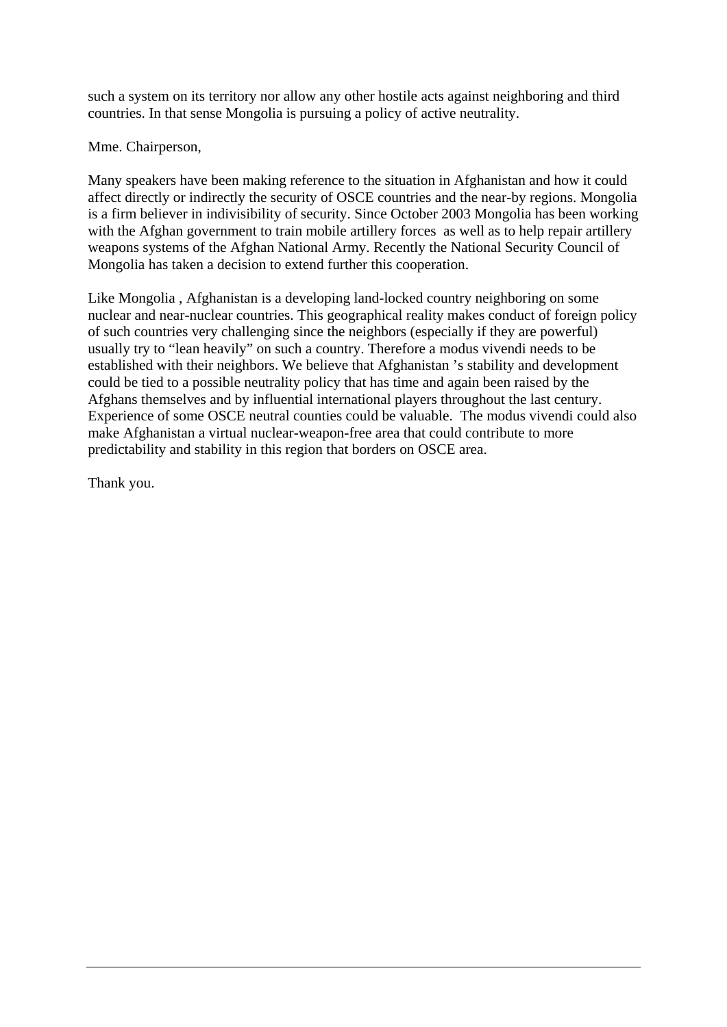such a system on its territory nor allow any other hostile acts against neighboring and third countries. In that sense Mongolia is pursuing a policy of active neutrality.

Mme. Chairperson,

Many speakers have been making reference to the situation in Afghanistan and how it could affect directly or indirectly the security of OSCE countries and the near-by regions. Mongolia is a firm believer in indivisibility of security. Since October 2003 Mongolia has been working with the Afghan government to train mobile artillery forces as well as to help repair artillery weapons systems of the Afghan National Army. Recently the National Security Council of Mongolia has taken a decision to extend further this cooperation.

Like Mongolia , Afghanistan is a developing land-locked country neighboring on some nuclear and near-nuclear countries. This geographical reality makes conduct of foreign policy of such countries very challenging since the neighbors (especially if they are powerful) usually try to "lean heavily" on such a country. Therefore a modus vivendi needs to be established with their neighbors. We believe that Afghanistan 's stability and development could be tied to a possible neutrality policy that has time and again been raised by the Afghans themselves and by influential international players throughout the last century. Experience of some OSCE neutral counties could be valuable. The modus vivendi could also make Afghanistan a virtual nuclear-weapon-free area that could contribute to more predictability and stability in this region that borders on OSCE area.

Thank you.